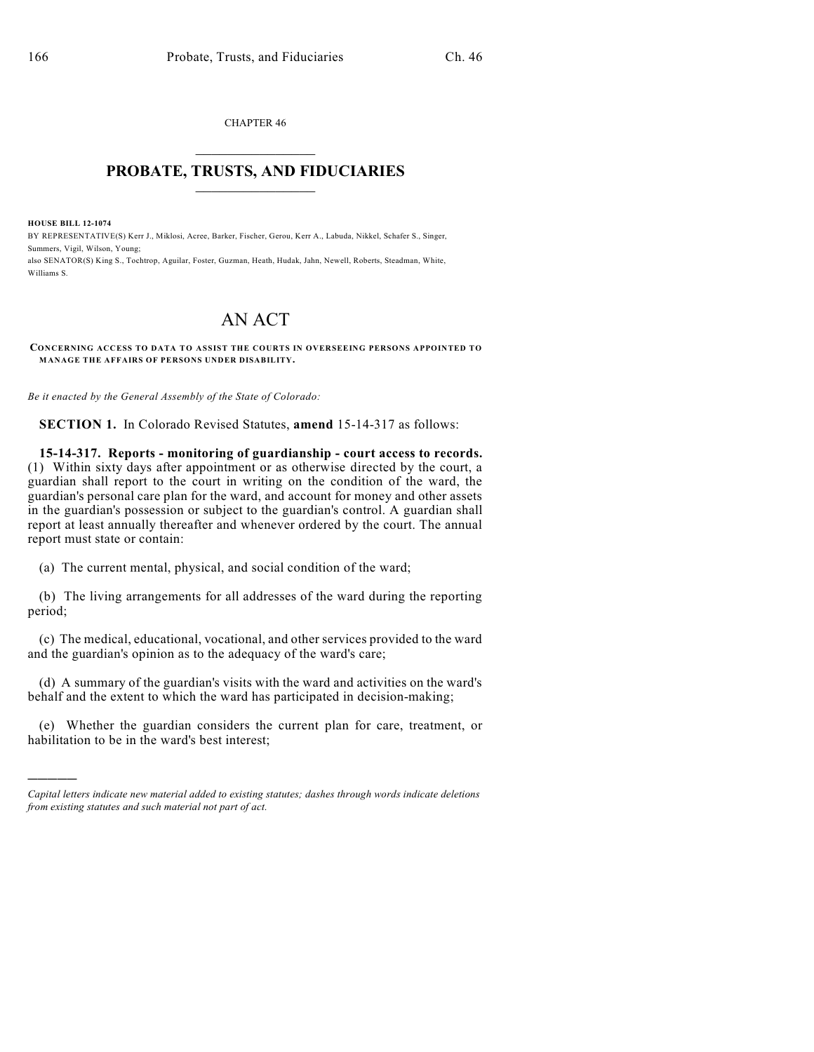CHAPTER 46

# PROBATE, TRUSTS, AND FIDUCIARIES

**HOUSE BILL 12-1074**

BY REPRESENTATIVE(S) Kerr J., Miklosi, Acree, Barker, Fischer, Gerou, Kerr A., Labuda, Nikkel, Schafer S., Singer, Summers, Vigil, Wilson, Young;
also SENATOR(S) King S., Tochtrop, Aguilar, Foster, Guzman, Heath, Hudak, Jahn, Newell, Roberts, Steadman, White, Williams S.

# AN ACT

**CONCERNING ACCESS TO DATA TO ASSIST THE COURTS IN OVERSEEING PERSONS APPOINTED TO MANAGE THE AFFAIRS OF PERSONS UNDER DISABILITY.**

*Be it enacted by the General Assembly of the State of Colorado:*

**SECTION 1.** In Colorado Revised Statutes, **amend** 15-14-317 as follows:

**15-14-317. Reports - monitoring of guardianship - court access to records.** (1) Within sixty days after appointment or as otherwise directed by the court, a guardian shall report to the court in writing on the condition of the ward, the guardian's personal care plan for the ward, and account for money and other assets in the guardian's possession or subject to the guardian's control. A guardian shall report at least annually thereafter and whenever ordered by the court. The annual report must state or contain:

(a) The current mental, physical, and social condition of the ward;

(b) The living arrangements for all addresses of the ward during the reporting period;

(c) The medical, educational, vocational, and other services provided to the ward and the guardian's opinion as to the adequacy of the ward's care;

(d) A summary of the guardian's visits with the ward and activities on the ward's behalf and the extent to which the ward has participated in decision-making;

(e) Whether the guardian considers the current plan for care, treatment, or habilitation to be in the ward's best interest;

---

*Capital letters indicate new material added to existing statutes; dashes through words indicate deletions from existing statutes and such material not part of act.*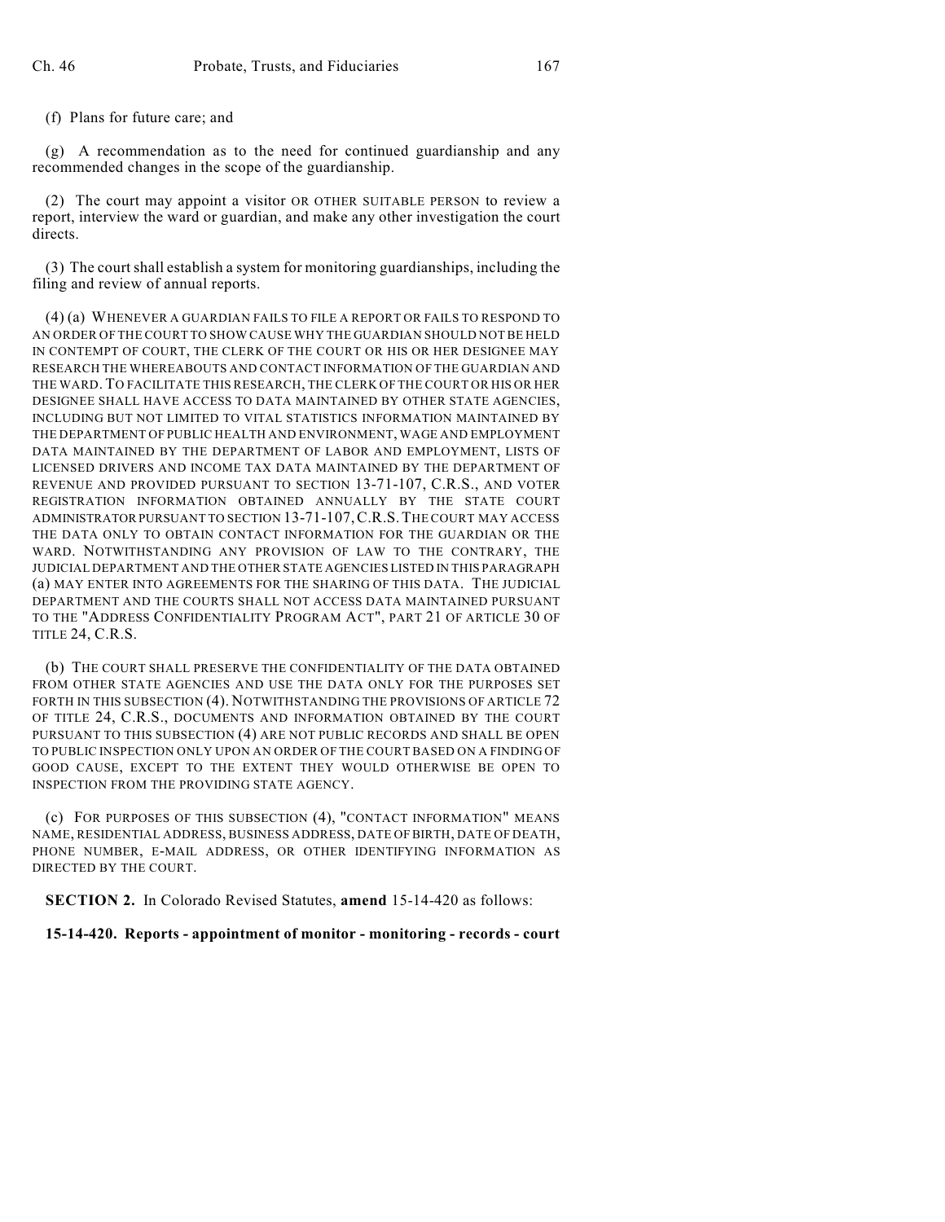(f) Plans for future care; and

(g) A recommendation as to the need for continued guardianship and any recommended changes in the scope of the guardianship.

(2) The court may appoint a visitor OR OTHER SUITABLE PERSON to review a report, interview the ward or guardian, and make any other investigation the court directs.

(3) The court shall establish a system for monitoring guardianships, including the filing and review of annual reports.

(4) (a) WHENEVER A GUARDIAN FAILS TO FILE A REPORT OR FAILS TO RESPOND TO AN ORDER OF THE COURT TO SHOW CAUSE WHY THE GUARDIAN SHOULD NOT BE HELD IN CONTEMPT OF COURT, THE CLERK OF THE COURT OR HIS OR HER DESIGNEE MAY RESEARCH THE WHEREABOUTS AND CONTACT INFORMATION OF THE GUARDIAN AND THE WARD. TO FACILITATE THIS RESEARCH, THE CLERK OF THE COURT OR HIS OR HER DESIGNEE SHALL HAVE ACCESS TO DATA MAINTAINED BY OTHER STATE AGENCIES, INCLUDING BUT NOT LIMITED TO VITAL STATISTICS INFORMATION MAINTAINED BY THE DEPARTMENT OF PUBLIC HEALTH AND ENVIRONMENT, WAGE AND EMPLOYMENT DATA MAINTAINED BY THE DEPARTMENT OF LABOR AND EMPLOYMENT, LISTS OF LICENSED DRIVERS AND INCOME TAX DATA MAINTAINED BY THE DEPARTMENT OF REVENUE AND PROVIDED PURSUANT TO SECTION 13-71-107, C.R.S., AND VOTER REGISTRATION INFORMATION OBTAINED ANNUALLY BY THE STATE COURT ADMINISTRATOR PURSUANT TO SECTION 13-71-107, C.R.S. THE COURT MAY ACCESS THE DATA ONLY TO OBTAIN CONTACT INFORMATION FOR THE GUARDIAN OR THE WARD. NOTWITHSTANDING ANY PROVISION OF LAW TO THE CONTRARY, THE JUDICIAL DEPARTMENT AND THE OTHER STATE AGENCIES LISTED IN THIS PARAGRAPH (a) MAY ENTER INTO AGREEMENTS FOR THE SHARING OF THIS DATA. THE JUDICIAL DEPARTMENT AND THE COURTS SHALL NOT ACCESS DATA MAINTAINED PURSUANT TO THE "ADDRESS CONFIDENTIALITY PROGRAM ACT", PART 21 OF ARTICLE 30 OF TITLE 24, C.R.S.

(b) THE COURT SHALL PRESERVE THE CONFIDENTIALITY OF THE DATA OBTAINED FROM OTHER STATE AGENCIES AND USE THE DATA ONLY FOR THE PURPOSES SET FORTH IN THIS SUBSECTION (4). NOTWITHSTANDING THE PROVISIONS OF ARTICLE 72 OF TITLE 24, C.R.S., DOCUMENTS AND INFORMATION OBTAINED BY THE COURT PURSUANT TO THIS SUBSECTION (4) ARE NOT PUBLIC RECORDS AND SHALL BE OPEN TO PUBLIC INSPECTION ONLY UPON AN ORDER OF THE COURT BASED ON A FINDING OF GOOD CAUSE, EXCEPT TO THE EXTENT THEY WOULD OTHERWISE BE OPEN TO INSPECTION FROM THE PROVIDING STATE AGENCY.

(c) FOR PURPOSES OF THIS SUBSECTION (4), "CONTACT INFORMATION" MEANS NAME, RESIDENTIAL ADDRESS, BUSINESS ADDRESS, DATE OF BIRTH, DATE OF DEATH, PHONE NUMBER, E-MAIL ADDRESS, OR OTHER IDENTIFYING INFORMATION AS DIRECTED BY THE COURT.

**SECTION 2.** In Colorado Revised Statutes, **amend** 15-14-420 as follows:

**15-14-420. Reports - appointment of monitor - monitoring - records - court**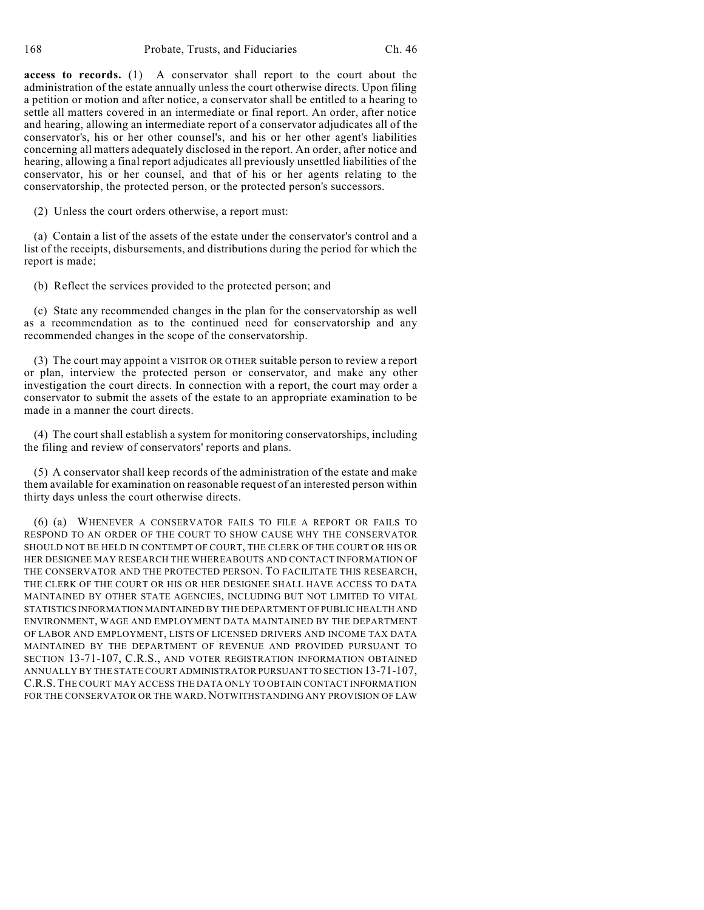**access to records.** (1) A conservator shall report to the court about the administration of the estate annually unless the court otherwise directs. Upon filing a petition or motion and after notice, a conservator shall be entitled to a hearing to settle all matters covered in an intermediate or final report. An order, after notice and hearing, allowing an intermediate report of a conservator adjudicates all of the conservator's, his or her other counsel's, and his or her other agent's liabilities concerning all matters adequately disclosed in the report. An order, after notice and hearing, allowing a final report adjudicates all previously unsettled liabilities of the conservator, his or her counsel, and that of his or her agents relating to the conservatorship, the protected person, or the protected person's successors.

(2) Unless the court orders otherwise, a report must:

(a) Contain a list of the assets of the estate under the conservator's control and a list of the receipts, disbursements, and distributions during the period for which the report is made;

(b) Reflect the services provided to the protected person; and

(c) State any recommended changes in the plan for the conservatorship as well as a recommendation as to the continued need for conservatorship and any recommended changes in the scope of the conservatorship.

(3) The court may appoint a VISITOR OR OTHER suitable person to review a report or plan, interview the protected person or conservator, and make any other investigation the court directs. In connection with a report, the court may order a conservator to submit the assets of the estate to an appropriate examination to be made in a manner the court directs.

(4) The court shall establish a system for monitoring conservatorships, including the filing and review of conservators' reports and plans.

(5) A conservator shall keep records of the administration of the estate and make them available for examination on reasonable request of an interested person within thirty days unless the court otherwise directs.

(6) (a) WHENEVER A CONSERVATOR FAILS TO FILE A REPORT OR FAILS TO RESPOND TO AN ORDER OF THE COURT TO SHOW CAUSE WHY THE CONSERVATOR SHOULD NOT BE HELD IN CONTEMPT OF COURT, THE CLERK OF THE COURT OR HIS OR HER DESIGNEE MAY RESEARCH THE WHEREABOUTS AND CONTACT INFORMATION OF THE CONSERVATOR AND THE PROTECTED PERSON. TO FACILITATE THIS RESEARCH, THE CLERK OF THE COURT OR HIS OR HER DESIGNEE SHALL HAVE ACCESS TO DATA MAINTAINED BY OTHER STATE AGENCIES, INCLUDING BUT NOT LIMITED TO VITAL STATISTICS INFORMATION MAINTAINED BY THE DEPARTMENT OF PUBLIC HEALTH AND ENVIRONMENT, WAGE AND EMPLOYMENT DATA MAINTAINED BY THE DEPARTMENT OF LABOR AND EMPLOYMENT, LISTS OF LICENSED DRIVERS AND INCOME TAX DATA MAINTAINED BY THE DEPARTMENT OF REVENUE AND PROVIDED PURSUANT TO SECTION 13-71-107, C.R.S., AND VOTER REGISTRATION INFORMATION OBTAINED ANNUALLY BY THE STATE COURT ADMINISTRATOR PURSUANT TO SECTION 13-71-107, C.R.S. THE COURT MAY ACCESS THE DATA ONLY TO OBTAIN CONTACT INFORMATION FOR THE CONSERVATOR OR THE WARD. NOTWITHSTANDING ANY PROVISION OF LAW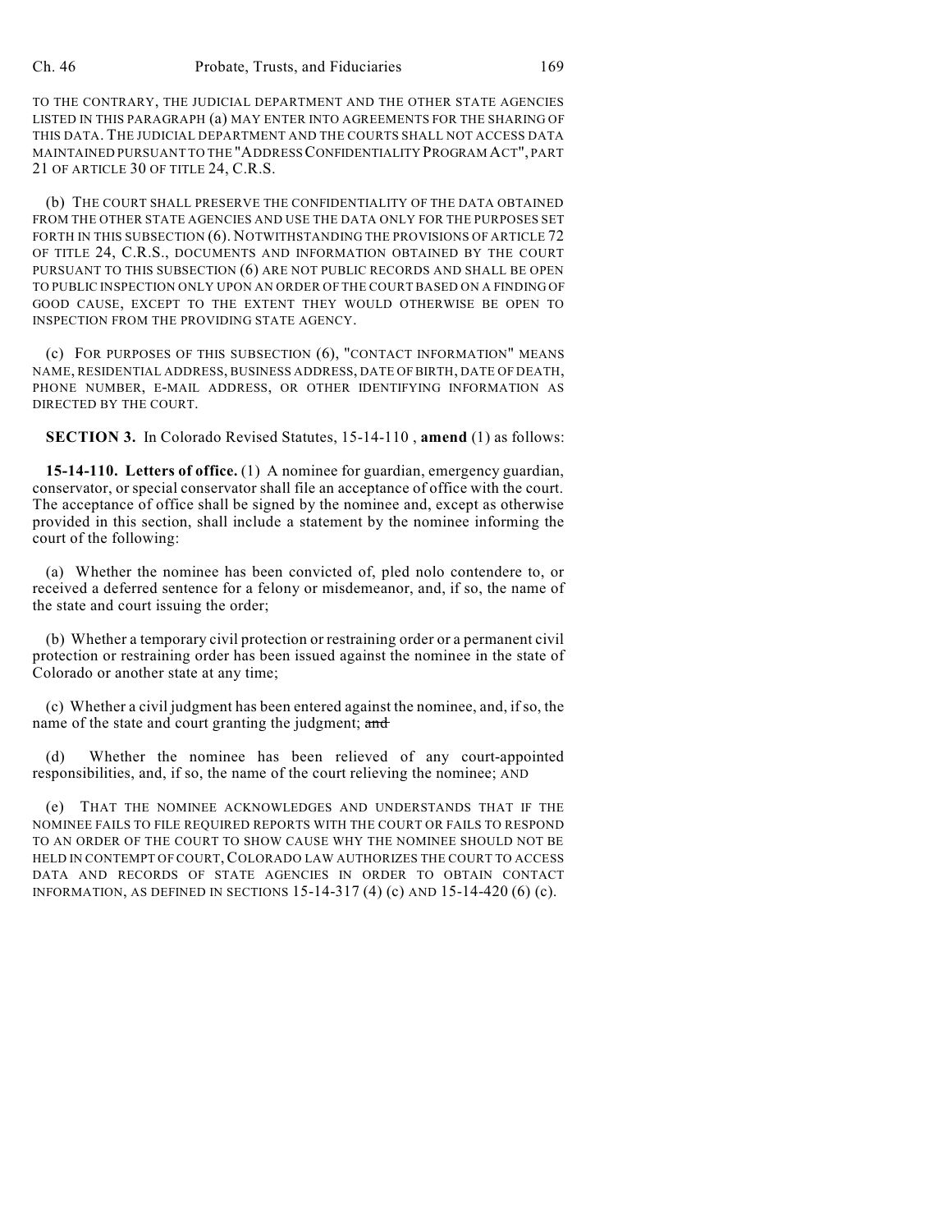TO THE CONTRARY, THE JUDICIAL DEPARTMENT AND THE OTHER STATE AGENCIES LISTED IN THIS PARAGRAPH (a) MAY ENTER INTO AGREEMENTS FOR THE SHARING OF THIS DATA. THE JUDICIAL DEPARTMENT AND THE COURTS SHALL NOT ACCESS DATA MAINTAINED PURSUANT TO THE "ADDRESS CONFIDENTIALITY PROGRAM ACT", PART 21 OF ARTICLE 30 OF TITLE 24, C.R.S.

(b) THE COURT SHALL PRESERVE THE CONFIDENTIALITY OF THE DATA OBTAINED FROM THE OTHER STATE AGENCIES AND USE THE DATA ONLY FOR THE PURPOSES SET FORTH IN THIS SUBSECTION (6). NOTWITHSTANDING THE PROVISIONS OF ARTICLE 72 OF TITLE 24, C.R.S., DOCUMENTS AND INFORMATION OBTAINED BY THE COURT PURSUANT TO THIS SUBSECTION (6) ARE NOT PUBLIC RECORDS AND SHALL BE OPEN TO PUBLIC INSPECTION ONLY UPON AN ORDER OF THE COURT BASED ON A FINDING OF GOOD CAUSE, EXCEPT TO THE EXTENT THEY WOULD OTHERWISE BE OPEN TO INSPECTION FROM THE PROVIDING STATE AGENCY.

(c) FOR PURPOSES OF THIS SUBSECTION (6), "CONTACT INFORMATION" MEANS NAME, RESIDENTIAL ADDRESS, BUSINESS ADDRESS, DATE OF BIRTH, DATE OF DEATH, PHONE NUMBER, E-MAIL ADDRESS, OR OTHER IDENTIFYING INFORMATION AS DIRECTED BY THE COURT.

**SECTION 3.** In Colorado Revised Statutes, 15-14-110 , **amend** (1) as follows:

**15-14-110. Letters of office.** (1) A nominee for guardian, emergency guardian, conservator, or special conservator shall file an acceptance of office with the court. The acceptance of office shall be signed by the nominee and, except as otherwise provided in this section, shall include a statement by the nominee informing the court of the following:

(a) Whether the nominee has been convicted of, pled nolo contendere to, or received a deferred sentence for a felony or misdemeanor, and, if so, the name of the state and court issuing the order;

(b) Whether a temporary civil protection or restraining order or a permanent civil protection or restraining order has been issued against the nominee in the state of Colorado or another state at any time;

(c) Whether a civil judgment has been entered against the nominee, and, if so, the name of the state and court granting the judgment; ~~and~~

(d) Whether the nominee has been relieved of any court-appointed responsibilities, and, if so, the name of the court relieving the nominee; AND

(e) THAT THE NOMINEE ACKNOWLEDGES AND UNDERSTANDS THAT IF THE NOMINEE FAILS TO FILE REQUIRED REPORTS WITH THE COURT OR FAILS TO RESPOND TO AN ORDER OF THE COURT TO SHOW CAUSE WHY THE NOMINEE SHOULD NOT BE HELD IN CONTEMPT OF COURT, COLORADO LAW AUTHORIZES THE COURT TO ACCESS DATA AND RECORDS OF STATE AGENCIES IN ORDER TO OBTAIN CONTACT INFORMATION, AS DEFINED IN SECTIONS 15-14-317 (4) (c) AND 15-14-420 (6) (c).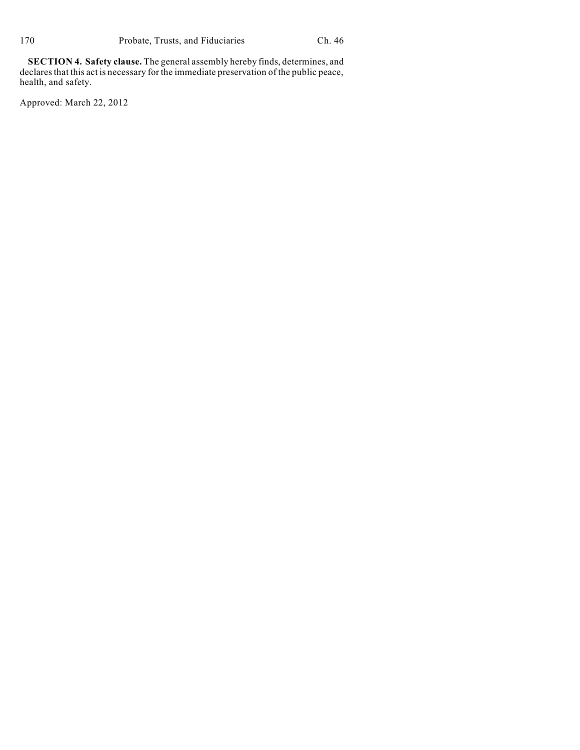**SECTION 4. Safety clause.** The general assembly hereby finds, determines, and declares that this act is necessary for the immediate preservation of the public peace, health, and safety.

Approved: March 22, 2012